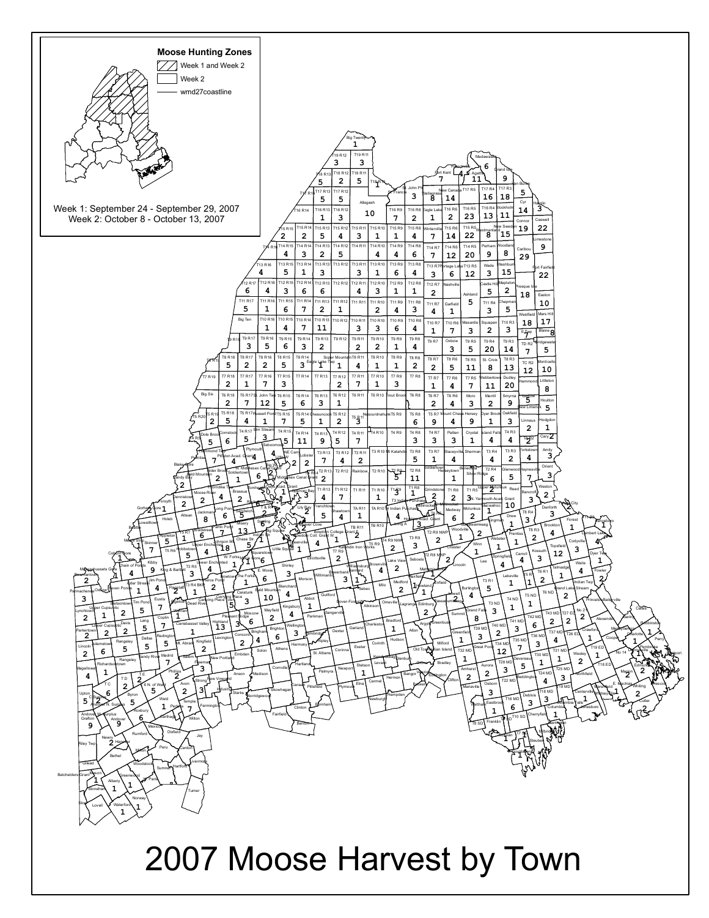# 2007 Moose Harvest by Town

**Moose Hunting Zones**

- Week 1 and Week 2
- Week 2
- wmd27coastline

Week 1: September 24 - September 29, 2007
Week 2: October 8 - October 13, 2007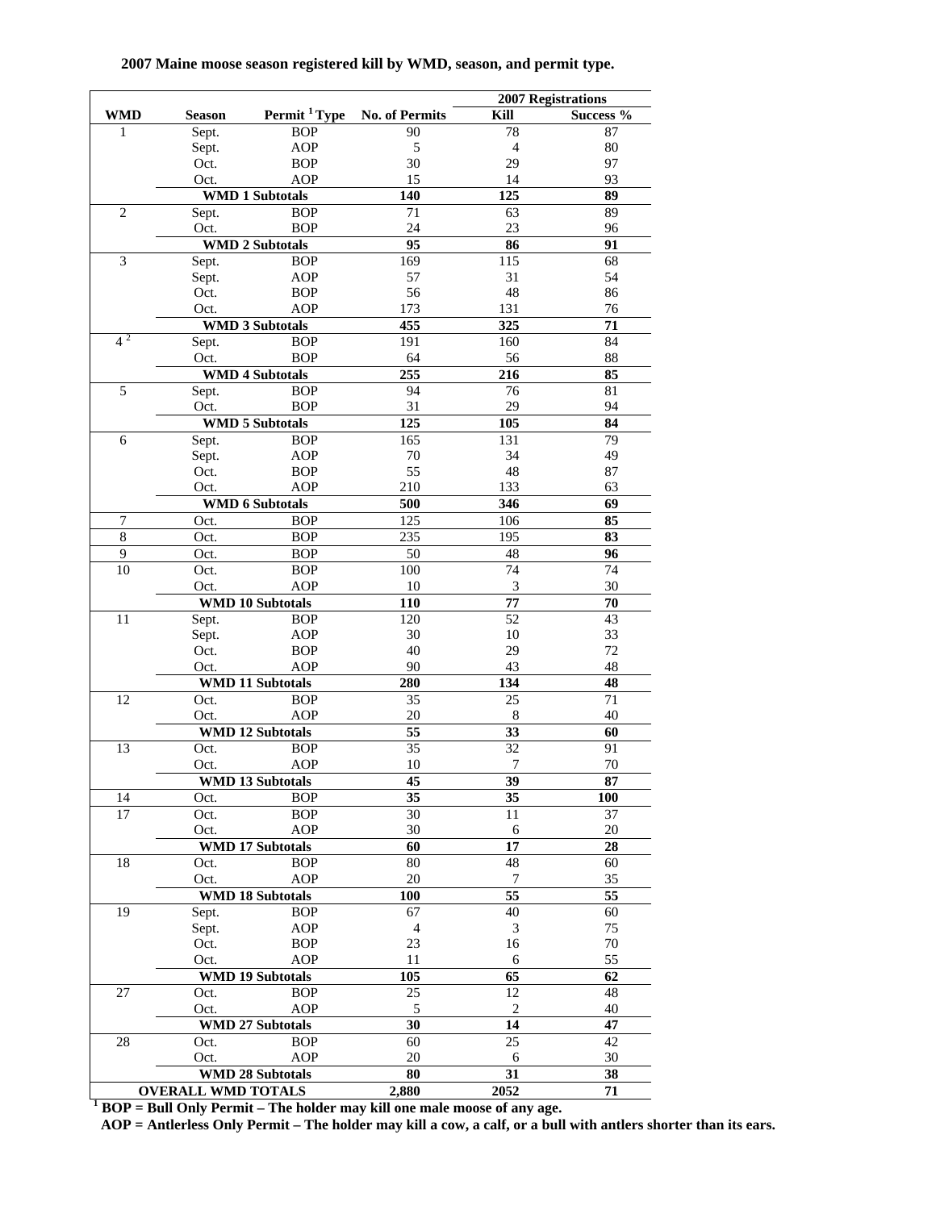**2007 Maine moose season registered kill by WMD, season, and permit type.**

| | | | | 2007 Registrations | |
|---|---|---|---|---|---|
| **WMD** | **Season** | **Permit [1] Type** | **No. of Permits** | **Kill** | **Success %** |
| 1 | Sept. | BOP | 90 | 78 | 87 |
| | Sept. | AOP | 5 | 4 | 80 |
| | Oct. | BOP | 30 | 29 | 97 |
| | Oct. | AOP | 15 | 14 | 93 |
| | **WMD 1 Subtotals** | | **140** | **125** | **89** |
| 2 | Sept. | BOP | 71 | 63 | 89 |
| | Oct. | BOP | 24 | 23 | 96 |
| | **WMD 2 Subtotals** | | **95** | **86** | **91** |
| 3 | Sept. | BOP | 169 | 115 | 68 |
| | Sept. | AOP | 57 | 31 | 54 |
| | Oct. | BOP | 56 | 48 | 86 |
| | Oct. | AOP | 173 | 131 | 76 |
| | **WMD 3 Subtotals** | | **455** | **325** | **71** |
| 4 [2] | Sept. | BOP | 191 | 160 | 84 |
| | Oct. | BOP | 64 | 56 | 88 |
| | **WMD 4 Subtotals** | | **255** | **216** | **85** |
| 5 | Sept. | BOP | 94 | 76 | 81 |
| | Oct. | BOP | 31 | 29 | 94 |
| | **WMD 5 Subtotals** | | **125** | **105** | **84** |
| 6 | Sept. | BOP | 165 | 131 | 79 |
| | Sept. | AOP | 70 | 34 | 49 |
| | Oct. | BOP | 55 | 48 | 87 |
| | Oct. | AOP | 210 | 133 | 63 |
| | **WMD 6 Subtotals** | | **500** | **346** | **69** |
| 7 | Oct. | BOP | 125 | 106 | **85** |
| 8 | Oct. | BOP | 235 | 195 | **83** |
| 9 | Oct. | BOP | 50 | 48 | **96** |
| 10 | Oct. | BOP | 100 | 74 | 74 |
| | Oct. | AOP | 10 | 3 | 30 |
| | **WMD 10 Subtotals** | | **110** | **77** | **70** |
| 11 | Sept. | BOP | 120 | 52 | 43 |
| | Sept. | AOP | 30 | 10 | 33 |
| | Oct. | BOP | 40 | 29 | 72 |
| | Oct. | AOP | 90 | 43 | 48 |
| | **WMD 11 Subtotals** | | **280** | **134** | **48** |
| 12 | Oct. | BOP | 35 | 25 | 71 |
| | Oct. | AOP | 20 | 8 | 40 |
| | **WMD 12 Subtotals** | | **55** | **33** | **60** |
| 13 | Oct. | BOP | 35 | 32 | 91 |
| | Oct. | AOP | 10 | 7 | 70 |
| | **WMD 13 Subtotals** | | **45** | **39** | **87** |
| 14 | Oct. | BOP | **35** | **35** | **100** |
| 17 | Oct. | BOP | 30 | 11 | 37 |
| | Oct. | AOP | 30 | 6 | 20 |
| | **WMD 17 Subtotals** | | **60** | **17** | **28** |
| 18 | Oct. | BOP | 80 | 48 | 60 |
| | Oct. | AOP | 20 | 7 | 35 |
| | **WMD 18 Subtotals** | | **100** | **55** | **55** |
| 19 | Sept. | BOP | 67 | 40 | 60 |
| | Sept. | AOP | 4 | 3 | 75 |
| | Oct. | BOP | 23 | 16 | 70 |
| | Oct. | AOP | 11 | 6 | 55 |
| | **WMD 19 Subtotals** | | **105** | **65** | **62** |
| 27 | Oct. | BOP | 25 | 12 | 48 |
| | Oct. | AOP | 5 | 2 | 40 |
| | **WMD 27 Subtotals** | | **30** | **14** | **47** |
| 28 | Oct. | BOP | 60 | 25 | 42 |
| | Oct. | AOP | 20 | 6 | 30 |
| | **WMD 28 Subtotals** | | **80** | **31** | **38** |
| **OVERALL WMD TOTALS** | | | **2,880** | **2052** | **71** |

**[1] BOP = Bull Only Permit – The holder may kill one male moose of any age.**
**AOP = Antlerless Only Permit – The holder may kill a cow, a calf, or a bull with antlers shorter than its ears.**